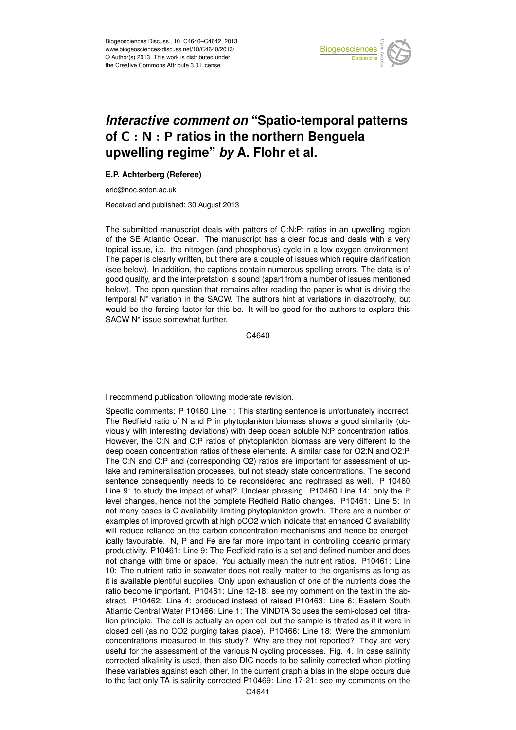# *Interactive comment on* "Spatio-temporal patterns of C : N : P ratios in the northern Benguela upwelling regime" *by* A. Flohr et al.

**E.P. Achterberg (Referee)**

eric@noc.soton.ac.uk

Received and published: 30 August 2013

The submitted manuscript deals with patters of C:N:P: ratios in an upwelling region of the SE Atlantic Ocean. The manuscript has a clear focus and deals with a very topical issue, i.e. the nitrogen (and phosphorus) cycle in a low oxygen environment. The paper is clearly written, but there are a couple of issues which require clarification (see below). In addition, the captions contain numerous spelling errors. The data is of good quality, and the interpretation is sound (apart from a number of issues mentioned below). The open question that remains after reading the paper is what is driving the temporal N* variation in the SACW. The authors hint at variations in diazotrophy, but would be the forcing factor for this be. It will be good for the authors to explore this SACW N* issue somewhat further.

I recommend publication following moderate revision.

Specific comments: P 10460 Line 1: This starting sentence is unfortunately incorrect. The Redfield ratio of N and P in phytoplankton biomass shows a good similarity (obviously with interesting deviations) with deep ocean soluble N:P concentration ratios. However, the C:N and C:P ratios of phytoplankton biomass are very different to the deep ocean concentration ratios of these elements. A similar case for O2:N and O2:P. The C:N and C:P and (corresponding O2) ratios are important for assessment of uptake and remineralisation processes, but not steady state concentrations. The second sentence consequently needs to be reconsidered and rephrased as well. P 10460 Line 9: to study the impact of what? Unclear phrasing. P10460 Line 14: only the P level changes, hence not the complete Redfield Ratio changes. P10461: Line 5: In not many cases is C availability limiting phytoplankton growth. There are a number of examples of improved growth at high pCO2 which indicate that enhanced C availability will reduce reliance on the carbon concentration mechanisms and hence be energetically favourable. N, P and Fe are far more important in controlling oceanic primary productivity. P10461: Line 9: The Redfield ratio is a set and defined number and does not change with time or space. You actually mean the nutrient ratios. P10461: Line 10: The nutrient ratio in seawater does not really matter to the organisms as long as it is available plentiful supplies. Only upon exhaustion of one of the nutrients does the ratio become important. P10461: Line 12-18: see my comment on the text in the abstract. P10462: Line 4: produced instead of raised P10463: Line 6: Eastern South Atlantic Central Water P10466: Line 1: The VINDTA 3c uses the semi-closed cell titration principle. The cell is actually an open cell but the sample is titrated as if it were in closed cell (as no CO2 purging takes place). P10466: Line 18: Were the ammonium concentrations measured in this study? Why are they not reported? They are very useful for the assessment of the various N cycling processes. Fig. 4. In case salinity corrected alkalinity is used, then also DIC needs to be salinity corrected when plotting these variables against each other. In the current graph a bias in the slope occurs due to the fact only TA is salinity corrected P10469: Line 17-21: see my comments on the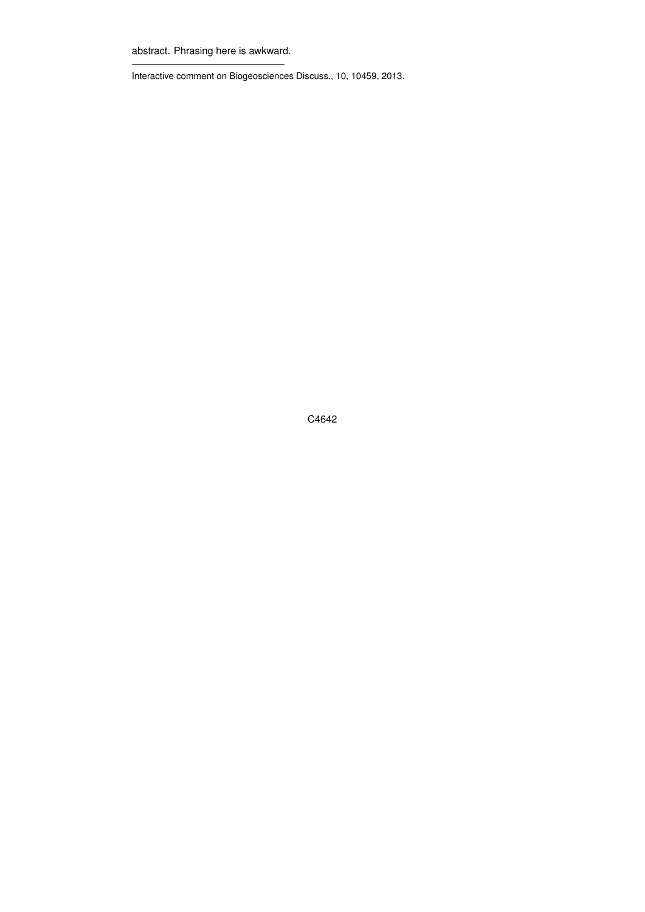abstract. Phrasing here is awkward.

---

Interactive comment on Biogeosciences Discuss., 10, 10459, 2013.